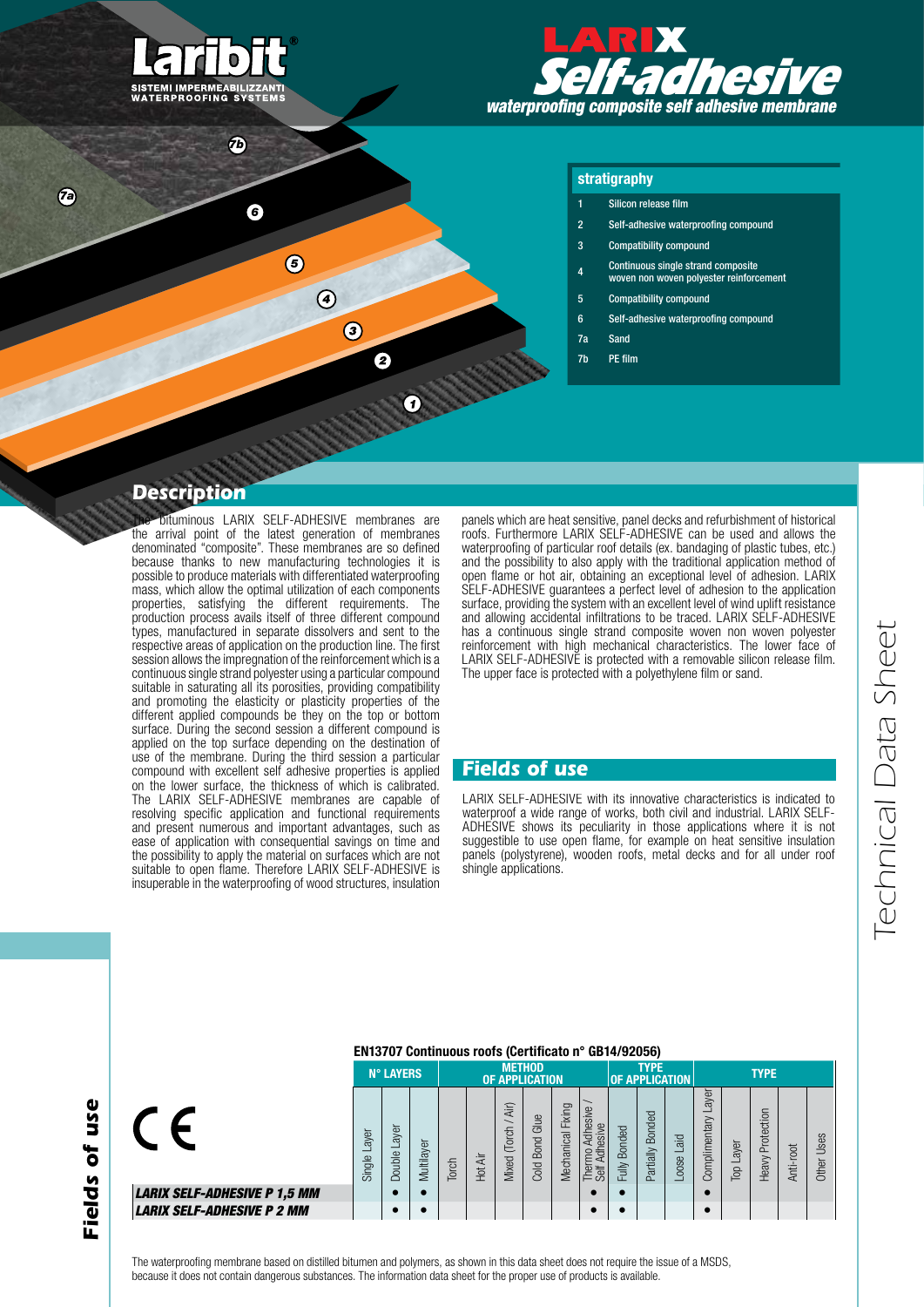# Laribit

SISTEMI IMPERMEABILIZZANTI
WATERPROOFING SYSTEMS

# LARIX Self-adhesive

*waterproofing composite self adhesive membrane*

## stratigraphy

| | |
|---|---|
| 1 | Silicon release film |
| 2 | Self-adhesive waterproofing compound |
| 3 | Compatibility compound |
| 4 | Continuous single strand composite woven non woven polyester reinforcement |
| 5 | Compatibility compound |
| 6 | Self-adhesive waterproofing compound |
| 7a | Sand |
| 7b | PE film |

## Description

The bituminous LARIX SELF-ADHESIVE membranes are the arrival point of the latest generation of membranes denominated "composite". These membranes are so defined because thanks to new manufacturing technologies it is possible to produce materials with differentiated waterproofing mass, which allow the optimal utilization of each components properties, satisfying the different requirements. The production process avails itself of three different compound types, manufactured in separate dissolvers and sent to the respective areas of application on the production line. The first session allows the impregnation of the reinforcement which is a continuous single strand polyester using a particular compound suitable in saturating all its porosities, providing compatibility and promoting the elasticity or plasticity properties of the different applied compounds be they on the top or bottom surface. During the second session a different compound is applied on the top surface depending on the destination of use of the membrane. During the third session a particular compound with excellent self adhesive properties is applied on the lower surface, the thickness of which is calibrated. The LARIX SELF-ADHESIVE membranes are capable of resolving specific application and functional requirements and present numerous and important advantages, such as ease of application with consequential savings on time and the possibility to apply the material on surfaces which are not suitable to open flame. Therefore LARIX SELF-ADHESIVE is insuperable in the waterproofing of wood structures, insulation panels which are heat sensitive, panel decks and refurbishment of historical roofs. Furthermore LARIX SELF-ADHESIVE can be used and allows the waterproofing of particular roof details (ex. bandaging of plastic tubes, etc.) and the possibility to also apply with the traditional application method of open flame or hot air, obtaining an exceptional level of adhesion. LARIX SELF-ADHESIVE guarantees a perfect level of adhesion to the application surface, providing the system with an excellent level of wind uplift resistance and allowing accidental infiltrations to be traced. LARIX SELF-ADHESIVE has a continuous single strand composite woven non woven polyester reinforcement with high mechanical characteristics. The lower face of LARIX SELF-ADHESIVE is protected with a removable silicon release film. The upper face is protected with a polyethylene film or sand.

## Fields of use

LARIX SELF-ADHESIVE with its innovative characteristics is indicated to waterproof a wide range of works, both civil and industrial. LARIX SELF-ADHESIVE shows its peculiarity in those applications where it is not suggestible to use open flame, for example on heat sensitive insulation panels (polystyrene), wooden roofs, metal decks and for all under roof shingle applications.

## Fields of use

CE

**EN13707 Continuous roofs (Certificato n° GB14/92056)**

| | N° LAYERS | | | METHOD OF APPLICATION | | | | | | TYPE OF APPLICATION | | | TYPE | | | | | |
|---|---|---|---|---|---|---|---|---|---|---|---|---|---|---|---|---|---|---|
| | Single Layer | Double Layer | Multilayer | Torch | Hot Air | Mixed (Torch / Air) | Cold Bond Glue | Mechanical Fixing | Thermo Adhesive / Self Adhesive | Fully Bonded | Partially Bonded | Loose Laid | Complimentary Layer | Top Layer | Heavy Protection | Anti-root | Other Uses |
| ***LARIX SELF-ADHESIVE P 1,5 MM*** | | ● | ● | | | | | | ● | ● | | | ● | | | | |
| ***LARIX SELF-ADHESIVE P 2 MM*** | | ● | ● | | | | | | ● | ● | | | ● | | | | |

The waterproofing membrane based on distilled bitumen and polymers, as shown in this data sheet does not require the issue of a MSDS, because it does not contain dangerous substances. The information data sheet for the proper use of products is available.

Technical Data Sheet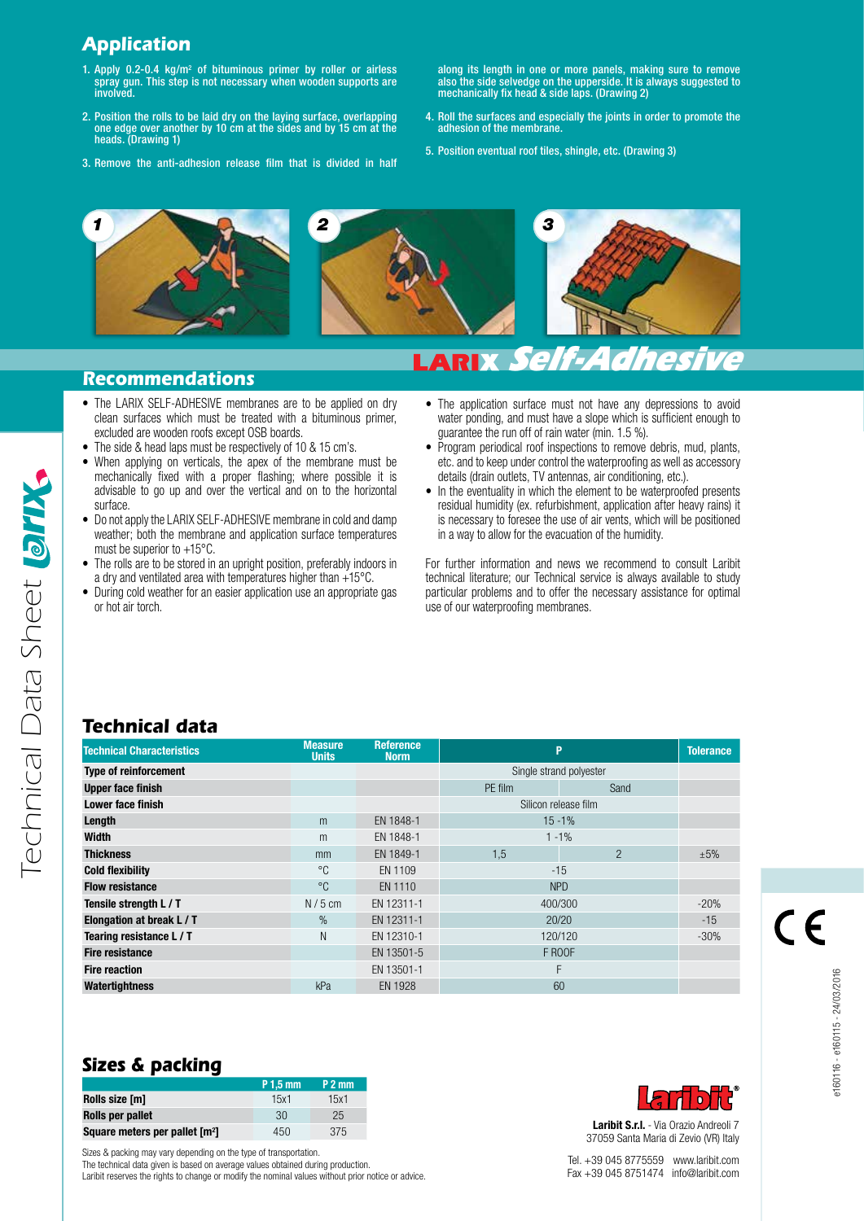## Application

1. Apply 0.2-0.4 kg/m² of bituminous primer by roller or airless spray gun. This step is not necessary when wooden supports are involved.
2. Position the rolls to be laid dry on the laying surface, overlapping one edge over another by 10 cm at the sides and by 15 cm at the heads. (Drawing 1)
3. Remove the anti-adhesion release film that is divided in half along its length in one or more panels, making sure to remove also the side selvedge on the upperside. It is always suggested to mechanically fix head & side laps. (Drawing 2)
4. Roll the surfaces and especially the joints in order to promote the adhesion of the membrane.
5. Position eventual roof tiles, shingle, etc. (Drawing 3)

1

2

3

LARIX Self-Adhesive

## Recommendations

- The LARIX SELF-ADHESIVE membranes are to be applied on dry clean surfaces which must be treated with a bituminous primer, excluded are wooden roofs except OSB boards.
- The side & head laps must be respectively of 10 & 15 cm's.
- When applying on verticals, the apex of the membrane must be mechanically fixed with a proper flashing; where possible it is advisable to go up and over the vertical and on to the horizontal surface.
- Do not apply the LARIX SELF-ADHESIVE membrane in cold and damp weather; both the membrane and application surface temperatures must be superior to +15°C.
- The rolls are to be stored in an upright position, preferably indoors in a dry and ventilated area with temperatures higher than +15°C.
- During cold weather for an easier application use an appropriate gas or hot air torch.
- The application surface must not have any depressions to avoid water ponding, and must have a slope which is sufficient enough to guarantee the run off of rain water (min. 1.5 %).
- Program periodical roof inspections to remove debris, mud, plants, etc. and to keep under control the waterproofing as well as accessory details (drain outlets, TV antennas, air conditioning, etc.).
- In the eventuality in which the element to be waterproofed presents residual humidity (ex. refurbishment, application after heavy rains) it is necessary to foresee the use of air vents, which will be positioned in a way to allow for the evacuation of the humidity.

For further information and news we recommend to consult Laribit technical literature; our Technical service is always available to study particular problems and to offer the necessary assistance for optimal use of our waterproofing membranes.

## Technical data

| Technical Characteristics | Measure Units | Reference Norm | P | | Tolerance |
|---|---|---|---|---|---|
| Type of reinforcement | | | Single strand polyester | | |
| Upper face finish | | | PE film | Sand | |
| Lower face finish | | | Silicon release film | | |
| Length | m | EN 1848-1 | 15 -1% | | |
| Width | m | EN 1848-1 | 1 -1% | | |
| Thickness | mm | EN 1849-1 | 1,5 | 2 | ±5% |
| Cold flexibility | °C | EN 1109 | -15 | | |
| Flow resistance | °C | EN 1110 | NPD | | |
| Tensile strength L / T | N / 5 cm | EN 12311-1 | 400/300 | | -20% |
| Elongation at break L / T | % | EN 12311-1 | 20/20 | | -15 |
| Tearing resistance L / T | N | EN 12310-1 | 120/120 | | -30% |
| Fire resistance | | EN 13501-5 | F ROOF | | |
| Fire reaction | | EN 13501-1 | F | | |
| Watertightness | kPa | EN 1928 | 60 | | |

## Sizes & packing

| | P 1,5 mm | P 2 mm |
|---|---|---|
| Rolls size [m] | 15x1 | 15x1 |
| Rolls per pallet | 30 | 25 |
| Square meters per pallet [m²] | 450 | 375 |

Sizes & packing may vary depending on the type of transportation.
The technical data given is based on average values obtained during production.
Laribit reserves the rights to change or modify the nominal values without prior notice or advice.

**Laribit S.r.l.** - Via Orazio Andreoli 7
37059 Santa Maria di Zevio (VR) Italy

Tel. +39 045 8775559 www.laribit.com
Fax +39 045 8751474 info@laribit.com

e160116 - e160115 - 24/03/2016